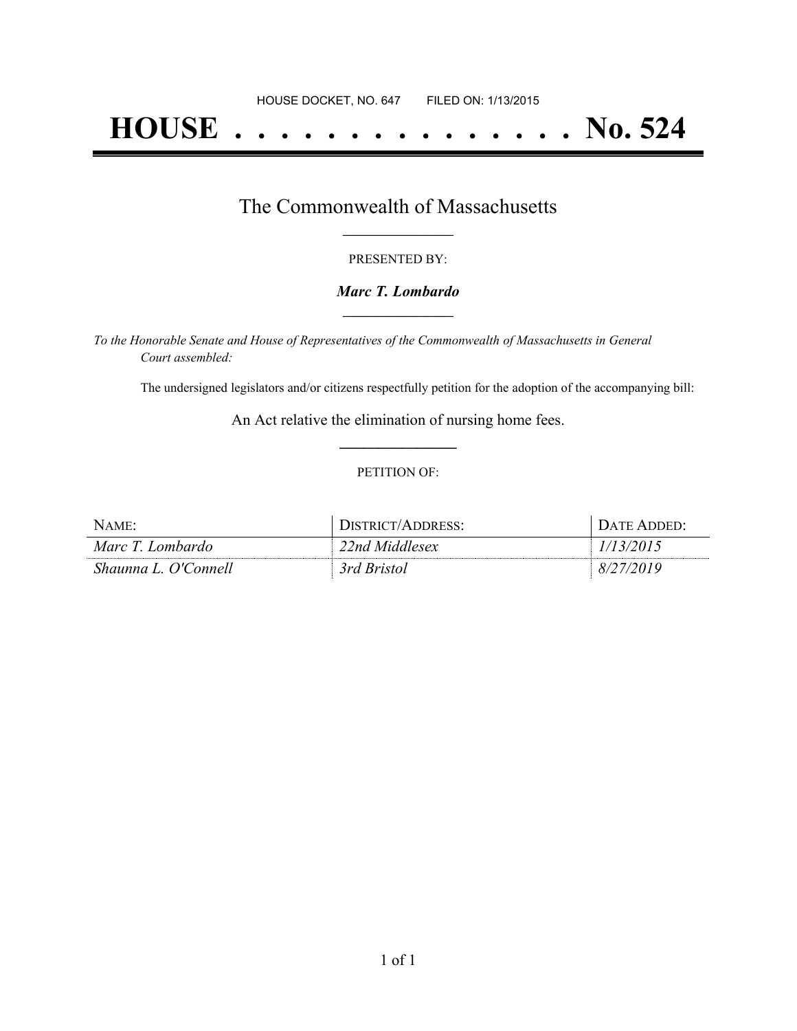HOUSE DOCKET, NO. 647        FILED ON: 1/13/2015

# HOUSE . . . . . . . . . . . . . . . No. 524

## The Commonwealth of Massachusetts

PRESENTED BY:

***Marc T. Lombardo***

*To the Honorable Senate and House of Representatives of the Commonwealth of Massachusetts in General Court assembled:*

The undersigned legislators and/or citizens respectfully petition for the adoption of the accompanying bill:

An Act relative the elimination of nursing home fees.

PETITION OF:

| NAME: | DISTRICT/ADDRESS: | DATE ADDED: |
| --- | --- | --- |
| *Marc T. Lombardo* | *22nd Middlesex* | *1/13/2015* |
| *Shaunna L. O'Connell* | *3rd Bristol* | *8/27/2019* |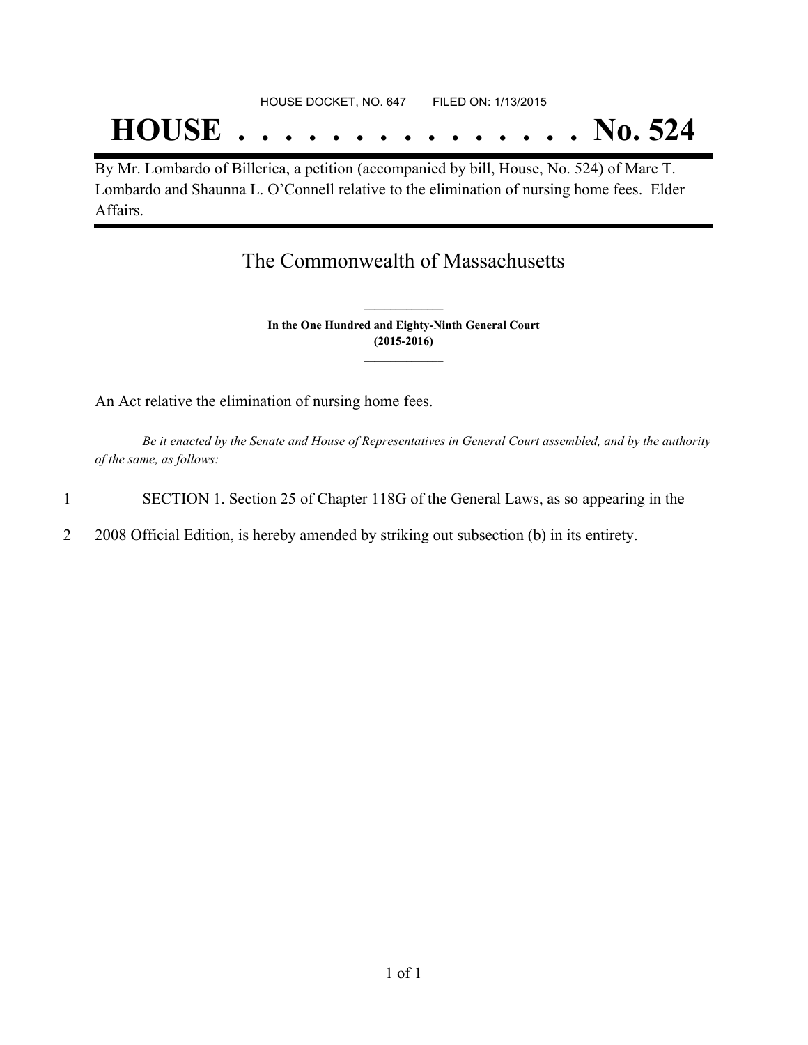HOUSE DOCKET, NO. 647 FILED ON: 1/13/2015

# HOUSE . . . . . . . . . . . . . . . No. 524

By Mr. Lombardo of Billerica, a petition (accompanied by bill, House, No. 524) of Marc T. Lombardo and Shaunna L. O'Connell relative to the elimination of nursing home fees. Elder Affairs.

## The Commonwealth of Massachusetts

**In the One Hundred and Eighty-Ninth General Court**
**(2015-2016)**

An Act relative the elimination of nursing home fees.

*Be it enacted by the Senate and House of Representatives in General Court assembled, and by the authority of the same, as follows:*

1 SECTION 1. Section 25 of Chapter 118G of the General Laws, as so appearing in the

2 2008 Official Edition, is hereby amended by striking out subsection (b) in its entirety.